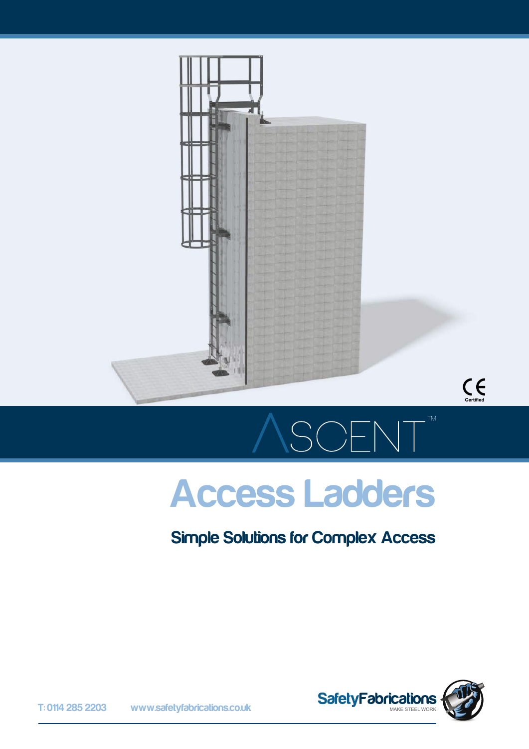CE Certified

ASCENT™

# Access Ladders

## Simple Solutions for Complex Access

T: 0114 285 2203 www.safetyfabrications.co.uk

SafetyFabrications MAKE STEEL WORK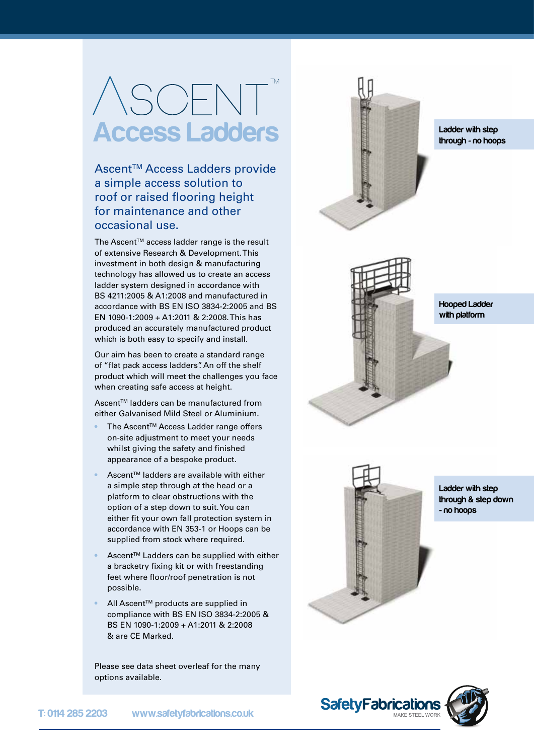# ASCENT™ Access Ladders

## Ascent™ Access Ladders provide a simple access solution to roof or raised flooring height for maintenance and other occasional use.

The Ascent™ access ladder range is the result of extensive Research & Development. This investment in both design & manufacturing technology has allowed us to create an access ladder system designed in accordance with BS 4211:2005 & A1:2008 and manufactured in accordance with BS EN ISO 3834-2:2005 and BS EN 1090-1:2009 + A1:2011 & 2:2008. This has produced an accurately manufactured product which is both easy to specify and install.

Our aim has been to create a standard range of "flat pack access ladders". An off the shelf product which will meet the challenges you face when creating safe access at height.

Ascent™ ladders can be manufactured from either Galvanised Mild Steel or Aluminium.

- The Ascent™ Access Ladder range offers on-site adjustment to meet your needs whilst giving the safety and finished appearance of a bespoke product.
- Ascent™ ladders are available with either a simple step through at the head or a platform to clear obstructions with the option of a step down to suit. You can either fit your own fall protection system in accordance with EN 353-1 or Hoops can be supplied from stock where required.
- Ascent™ Ladders can be supplied with either a bracketry fixing kit or with freestanding feet where floor/roof penetration is not possible.
- All Ascent™ products are supplied in compliance with BS EN ISO 3834-2:2005 & BS EN 1090-1:2009 + A1:2011 & 2:2008 & are CE Marked.

Please see data sheet overleaf for the many options available.

Ladder with step through - no hoops

Hooped Ladder with platform

Ladder with step through & step down - no hoops

T: 0114 285 2203 www.safetyfabrications.co.uk

SafetyFabrications MAKE STEEL WORK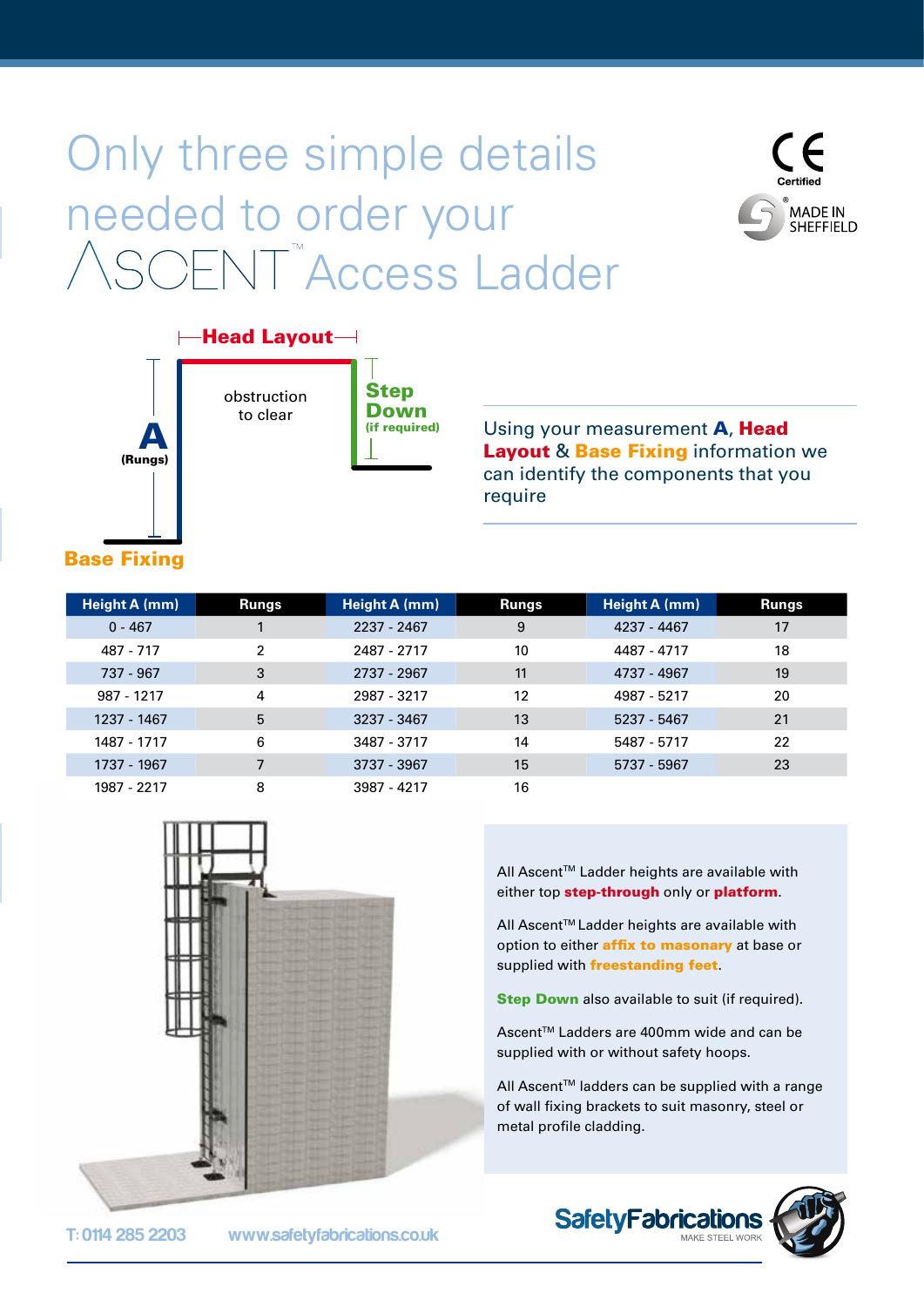# Only three simple details needed to order your ASCENT™ Access Ladder

CE Certified

MADE IN SHEFFIELD

**Head Layout**

**A** (Rungs)

obstruction to clear

**Step Down** (if required)

**Base Fixing**

Using your measurement **A**, **Head Layout** & **Base Fixing** information we can identify the components that you require

| Height A (mm) | Rungs | Height A (mm) | Rungs | Height A (mm) | Rungs |
|---|---|---|---|---|---|
| 0 - 467 | 1 | 2237 - 2467 | 9 | 4237 - 4467 | 17 |
| 487 - 717 | 2 | 2487 - 2717 | 10 | 4487 - 4717 | 18 |
| 737 - 967 | 3 | 2737 - 2967 | 11 | 4737 - 4967 | 19 |
| 987 - 1217 | 4 | 2987 - 3217 | 12 | 4987 - 5217 | 20 |
| 1237 - 1467 | 5 | 3237 - 3467 | 13 | 5237 - 5467 | 21 |
| 1487 - 1717 | 6 | 3487 - 3717 | 14 | 5487 - 5717 | 22 |
| 1737 - 1967 | 7 | 3737 - 3967 | 15 | 5737 - 5967 | 23 |
| 1987 - 2217 | 8 | 3987 - 4217 | 16 | | |

All Ascent™ Ladder heights are available with either top **step-through** only or **platform**.

All Ascent™ Ladder heights are available with option to either **affix to masonary** at base or supplied with **freestanding feet**.

**Step Down** also available to suit (if required).

Ascent™ Ladders are 400mm wide and can be supplied with or without safety hoops.

All Ascent™ ladders can be supplied with a range of wall fixing brackets to suit masonry, steel or metal profile cladding.

T: 0114 285 2203 www.safetyfabrications.co.uk

SafetyFabrications MAKE STEEL WORK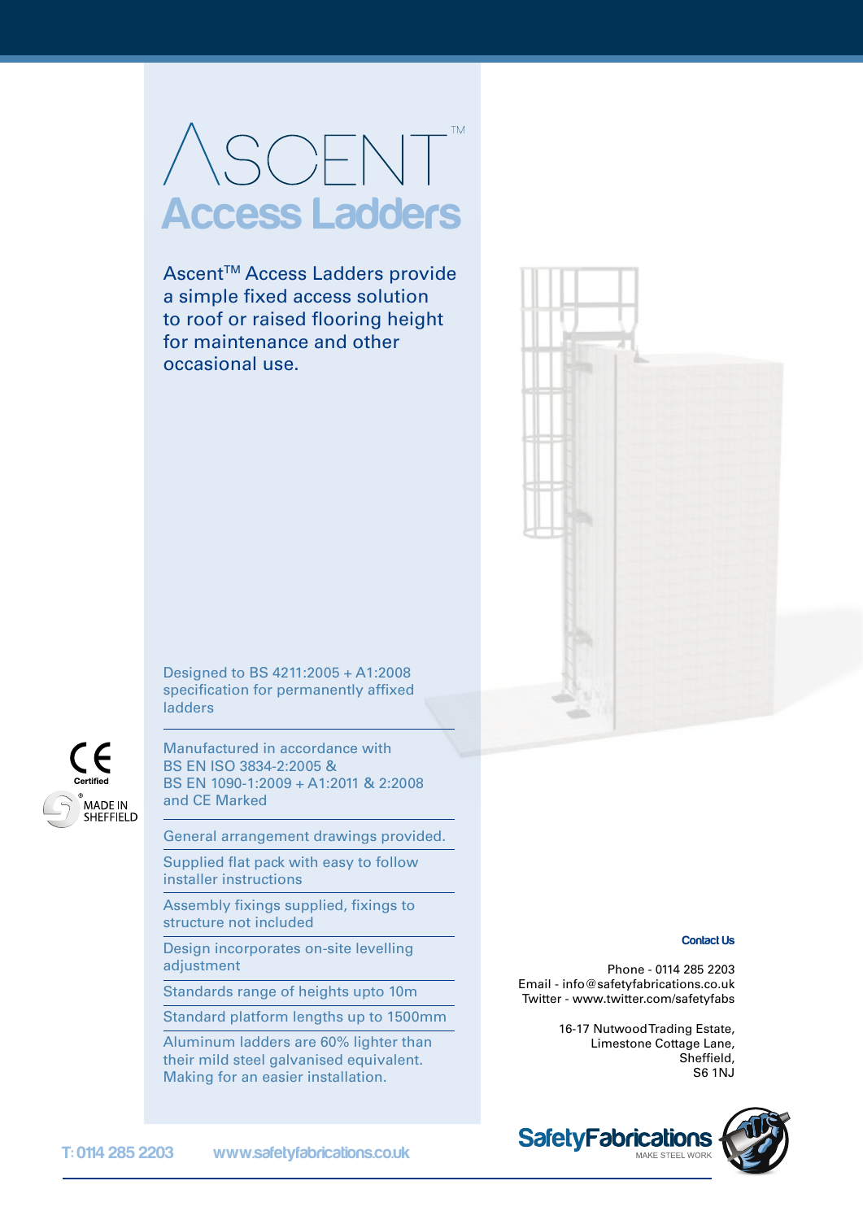# ASCENT™

## Access Ladders

Ascent™ Access Ladders provide a simple fixed access solution to roof or raised flooring height for maintenance and other occasional use.

Designed to BS 4211:2005 + A1:2008 specification for permanently affixed ladders

Manufactured in accordance with BS EN ISO 3834-2:2005 & BS EN 1090-1:2009 + A1:2011 & 2:2008 and CE Marked

CE Certified

MADE IN SHEFFIELD

General arrangement drawings provided.

Supplied flat pack with easy to follow installer instructions

Assembly fixings supplied, fixings to structure not included

Design incorporates on-site levelling adjustment

Standards range of heights upto 10m

Standard platform lengths up to 1500mm

Aluminum ladders are 60% lighter than their mild steel galvanised equivalent. Making for an easier installation.

**Contact Us**

Phone - 0114 285 2203
Email - info@safetyfabrications.co.uk
Twitter - www.twitter.com/safetyfabs

16-17 Nutwood Trading Estate,
Limestone Cottage Lane,
Sheffield,
S6 1NJ

SafetyFabrications MAKE STEEL WORK

T: 0114 285 2203 www.safetyfabrications.co.uk